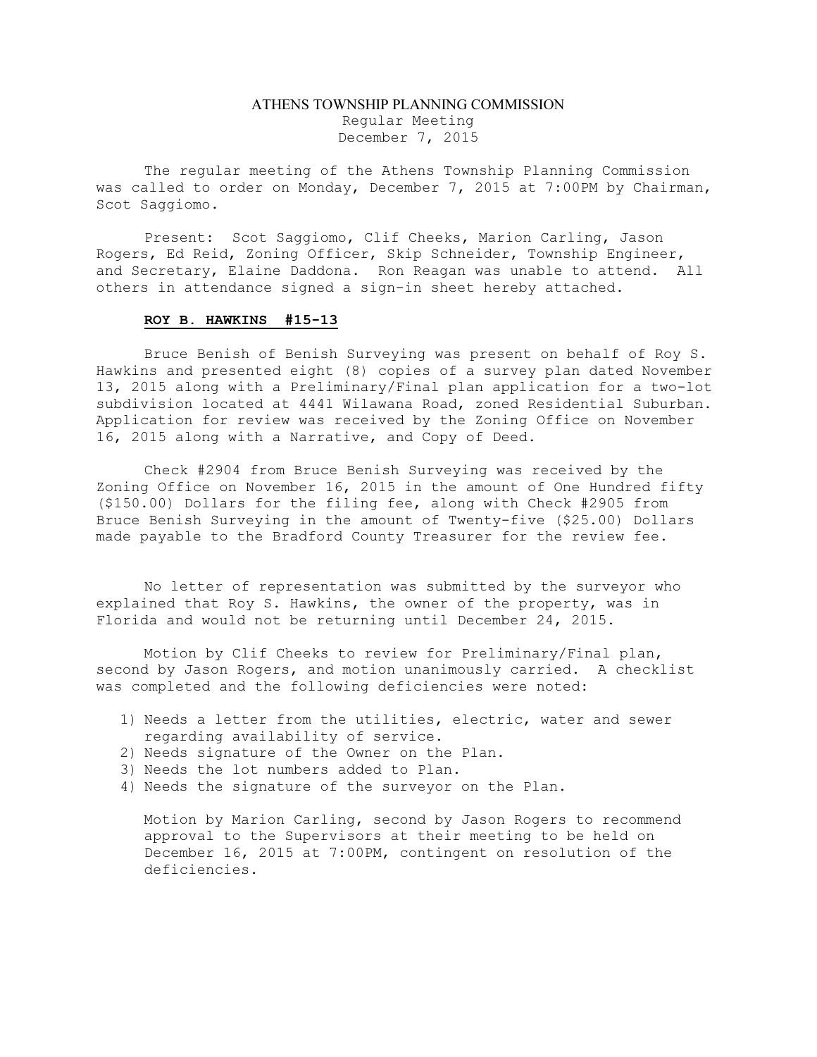# ATHENS TOWNSHIP PLANNING COMMISSION

Regular Meeting
December 7, 2015

The regular meeting of the Athens Township Planning Commission was called to order on Monday, December 7, 2015 at 7:00PM by Chairman, Scot Saggiomo.

Present: Scot Saggiomo, Clif Cheeks, Marion Carling, Jason Rogers, Ed Reid, Zoning Officer, Skip Schneider, Township Engineer, and Secretary, Elaine Daddona. Ron Reagan was unable to attend. All others in attendance signed a sign-in sheet hereby attached.

**ROY B. HAWKINS #15-13**

Bruce Benish of Benish Surveying was present on behalf of Roy S. Hawkins and presented eight (8) copies of a survey plan dated November 13, 2015 along with a Preliminary/Final plan application for a two-lot subdivision located at 4441 Wilawana Road, zoned Residential Suburban. Application for review was received by the Zoning Office on November 16, 2015 along with a Narrative, and Copy of Deed.

Check #2904 from Bruce Benish Surveying was received by the Zoning Office on November 16, 2015 in the amount of One Hundred fifty ($150.00) Dollars for the filing fee, along with Check #2905 from Bruce Benish Surveying in the amount of Twenty-five ($25.00) Dollars made payable to the Bradford County Treasurer for the review fee.

No letter of representation was submitted by the surveyor who explained that Roy S. Hawkins, the owner of the property, was in Florida and would not be returning until December 24, 2015.

Motion by Clif Cheeks to review for Preliminary/Final plan, second by Jason Rogers, and motion unanimously carried. A checklist was completed and the following deficiencies were noted:

1) Needs a letter from the utilities, electric, water and sewer regarding availability of service.
2) Needs signature of the Owner on the Plan.
3) Needs the lot numbers added to Plan.
4) Needs the signature of the surveyor on the Plan.

Motion by Marion Carling, second by Jason Rogers to recommend approval to the Supervisors at their meeting to be held on December 16, 2015 at 7:00PM, contingent on resolution of the deficiencies.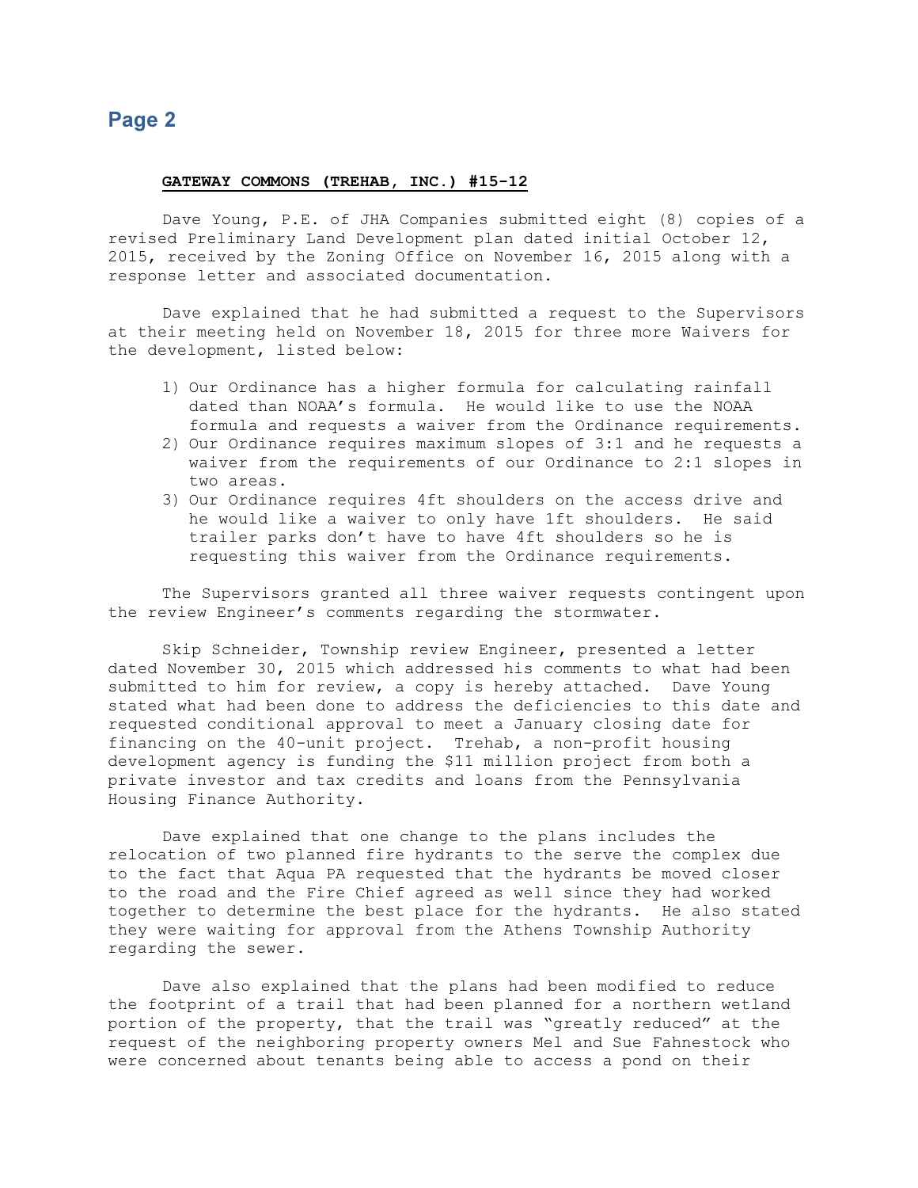**GATEWAY COMMONS (TREHAB, INC.) #15-12**

Dave Young, P.E. of JHA Companies submitted eight (8) copies of a revised Preliminary Land Development plan dated initial October 12, 2015, received by the Zoning Office on November 16, 2015 along with a response letter and associated documentation.

Dave explained that he had submitted a request to the Supervisors at their meeting held on November 18, 2015 for three more Waivers for the development, listed below:

1) Our Ordinance has a higher formula for calculating rainfall dated than NOAA's formula. He would like to use the NOAA formula and requests a waiver from the Ordinance requirements.
2) Our Ordinance requires maximum slopes of 3:1 and he requests a waiver from the requirements of our Ordinance to 2:1 slopes in two areas.
3) Our Ordinance requires 4ft shoulders on the access drive and he would like a waiver to only have 1ft shoulders. He said trailer parks don't have to have 4ft shoulders so he is requesting this waiver from the Ordinance requirements.

The Supervisors granted all three waiver requests contingent upon the review Engineer's comments regarding the stormwater.

Skip Schneider, Township review Engineer, presented a letter dated November 30, 2015 which addressed his comments to what had been submitted to him for review, a copy is hereby attached. Dave Young stated what had been done to address the deficiencies to this date and requested conditional approval to meet a January closing date for financing on the 40-unit project. Trehab, a non-profit housing development agency is funding the $11 million project from both a private investor and tax credits and loans from the Pennsylvania Housing Finance Authority.

Dave explained that one change to the plans includes the relocation of two planned fire hydrants to the serve the complex due to the fact that Aqua PA requested that the hydrants be moved closer to the road and the Fire Chief agreed as well since they had worked together to determine the best place for the hydrants. He also stated they were waiting for approval from the Athens Township Authority regarding the sewer.

Dave also explained that the plans had been modified to reduce the footprint of a trail that had been planned for a northern wetland portion of the property, that the trail was "greatly reduced" at the request of the neighboring property owners Mel and Sue Fahnestock who were concerned about tenants being able to access a pond on their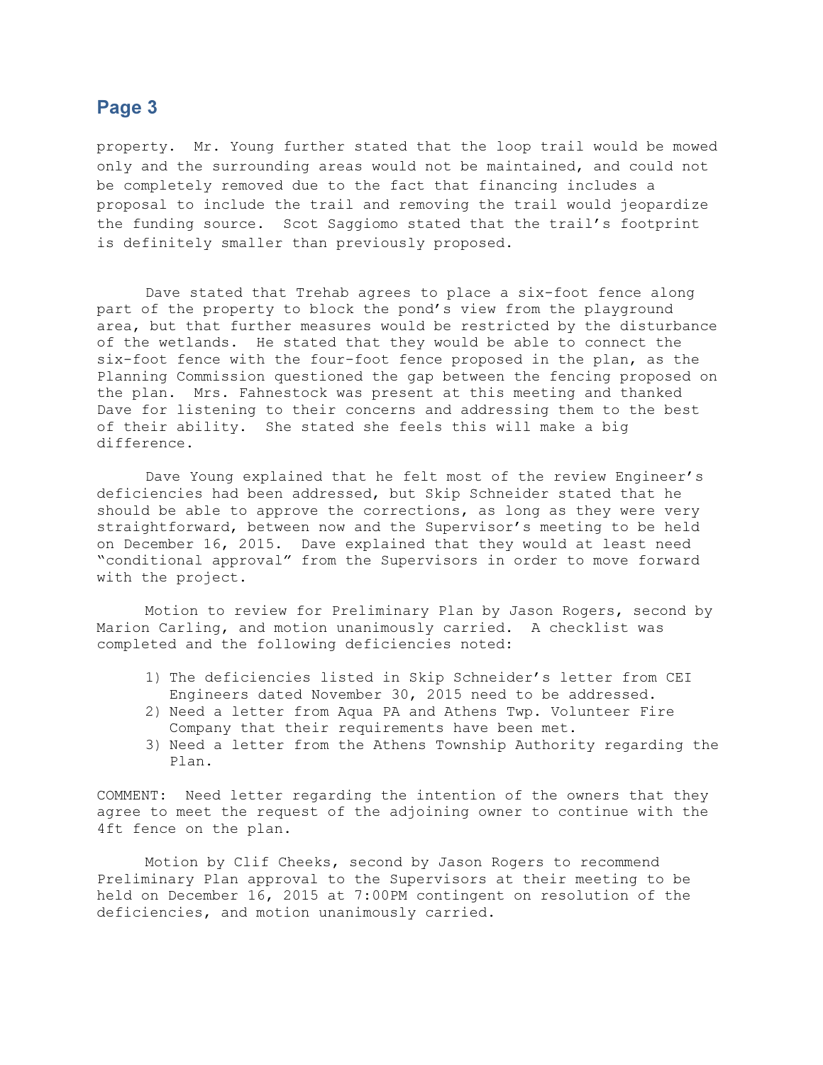property. Mr. Young further stated that the loop trail would be mowed only and the surrounding areas would not be maintained, and could not be completely removed due to the fact that financing includes a proposal to include the trail and removing the trail would jeopardize the funding source. Scot Saggiomo stated that the trail's footprint is definitely smaller than previously proposed.

Dave stated that Trehab agrees to place a six-foot fence along part of the property to block the pond's view from the playground area, but that further measures would be restricted by the disturbance of the wetlands. He stated that they would be able to connect the six-foot fence with the four-foot fence proposed in the plan, as the Planning Commission questioned the gap between the fencing proposed on the plan. Mrs. Fahnestock was present at this meeting and thanked Dave for listening to their concerns and addressing them to the best of their ability. She stated she feels this will make a big difference.

Dave Young explained that he felt most of the review Engineer's deficiencies had been addressed, but Skip Schneider stated that he should be able to approve the corrections, as long as they were very straightforward, between now and the Supervisor's meeting to be held on December 16, 2015. Dave explained that they would at least need "conditional approval" from the Supervisors in order to move forward with the project.

Motion to review for Preliminary Plan by Jason Rogers, second by Marion Carling, and motion unanimously carried. A checklist was completed and the following deficiencies noted:

1) The deficiencies listed in Skip Schneider's letter from CEI Engineers dated November 30, 2015 need to be addressed.
2) Need a letter from Aqua PA and Athens Twp. Volunteer Fire Company that their requirements have been met.
3) Need a letter from the Athens Township Authority regarding the Plan.

COMMENT: Need letter regarding the intention of the owners that they agree to meet the request of the adjoining owner to continue with the 4ft fence on the plan.

Motion by Clif Cheeks, second by Jason Rogers to recommend Preliminary Plan approval to the Supervisors at their meeting to be held on December 16, 2015 at 7:00PM contingent on resolution of the deficiencies, and motion unanimously carried.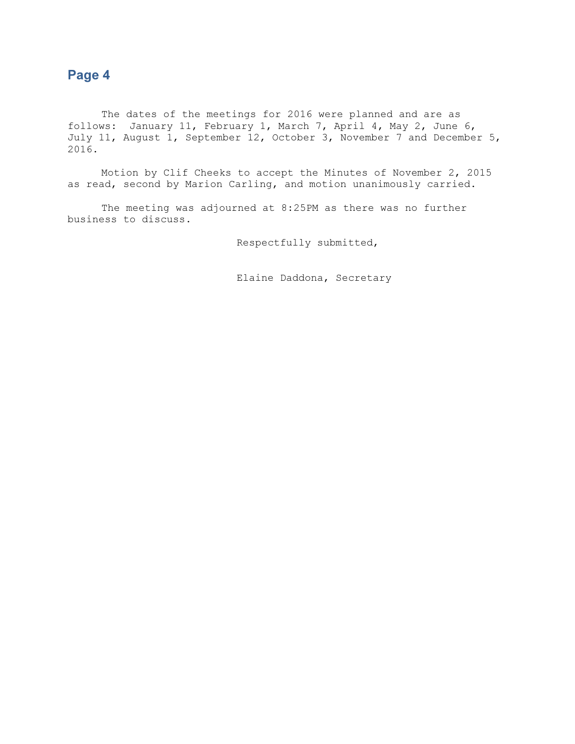# Page 4

The dates of the meetings for 2016 were planned and are as follows: January 11, February 1, March 7, April 4, May 2, June 6, July 11, August 1, September 12, October 3, November 7 and December 5, 2016.

Motion by Clif Cheeks to accept the Minutes of November 2, 2015 as read, second by Marion Carling, and motion unanimously carried.

The meeting was adjourned at 8:25PM as there was no further business to discuss.

Respectfully submitted,

Elaine Daddona, Secretary